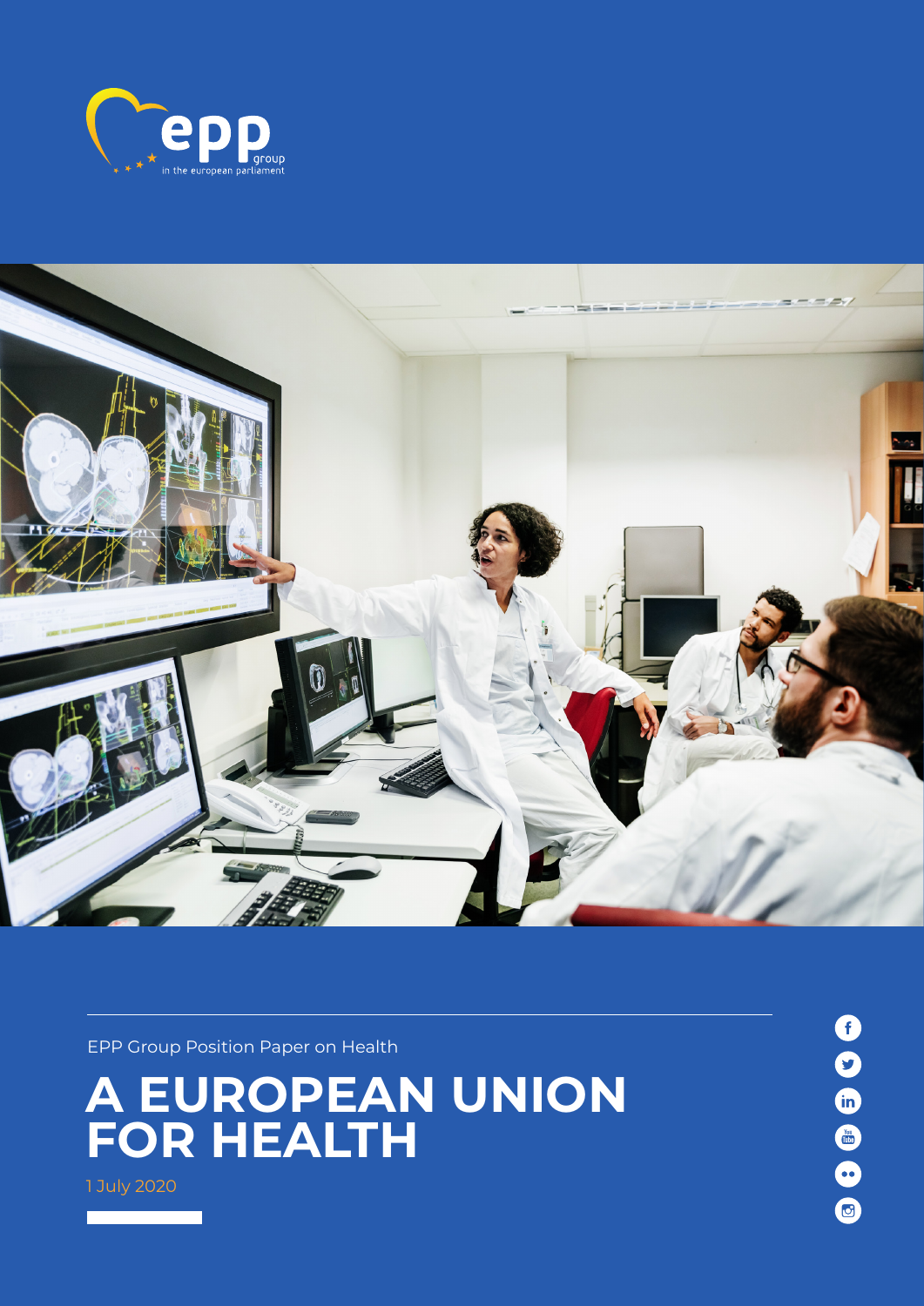epp group in the european parliament

EPP Group Position Paper on Health

# A EUROPEAN UNION FOR HEALTH

1 July 2020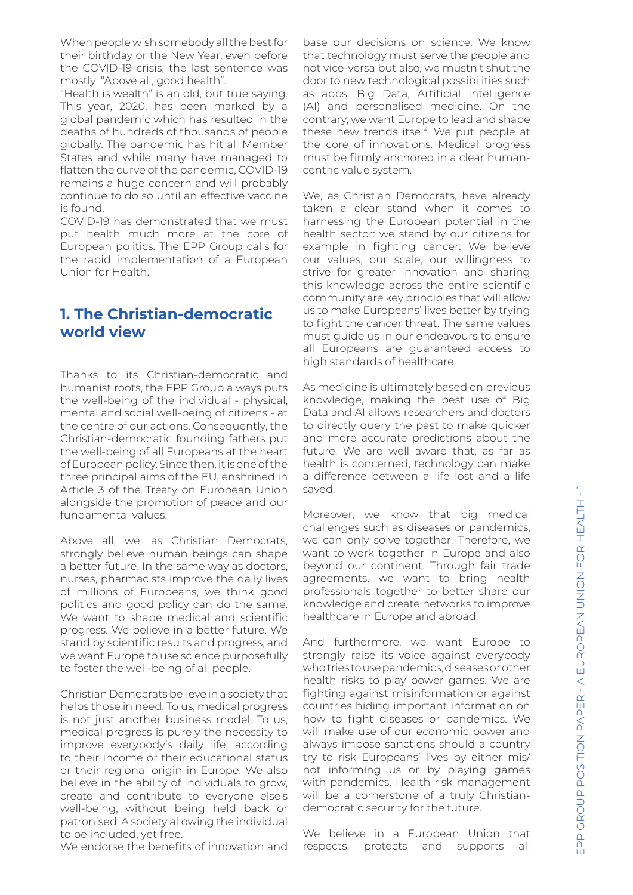When people wish somebody all the best for their birthday or the New Year, even before the COVID-19-crisis, the last sentence was mostly: "Above all, good health".

"Health is wealth" is an old, but true saying. This year, 2020, has been marked by a global pandemic which has resulted in the deaths of hundreds of thousands of people globally. The pandemic has hit all Member States and while many have managed to flatten the curve of the pandemic, COVID-19 remains a huge concern and will probably continue to do so until an effective vaccine is found.

COVID-19 has demonstrated that we must put health much more at the core of European politics. The EPP Group calls for the rapid implementation of a European Union for Health.

## 1. The Christian-democratic world view

Thanks to its Christian-democratic and humanist roots, the EPP Group always puts the well-being of the individual - physical, mental and social well-being of citizens - at the centre of our actions. Consequently, the Christian-democratic founding fathers put the well-being of all Europeans at the heart of European policy. Since then, it is one of the three principal aims of the EU, enshrined in Article 3 of the Treaty on European Union alongside the promotion of peace and our fundamental values.

Above all, we, as Christian Democrats, strongly believe human beings can shape a better future. In the same way as doctors, nurses, pharmacists improve the daily lives of millions of Europeans, we think good politics and good policy can do the same. We want to shape medical and scientific progress. We believe in a better future. We stand by scientific results and progress, and we want Europe to use science purposefully to foster the well-being of all people.

Christian Democrats believe in a society that helps those in need. To us, medical progress is not just another business model. To us, medical progress is purely the necessity to improve everybody's daily life, according to their income or their educational status or their regional origin in Europe. We also believe in the ability of individuals to grow, create and contribute to everyone else's well-being, without being held back or patronised. A society allowing the individual to be included, yet free.

We endorse the benefits of innovation and base our decisions on science. We know that technology must serve the people and not vice-versa but also, we mustn't shut the door to new technological possibilities such as apps, Big Data, Artificial Intelligence (AI) and personalised medicine. On the contrary, we want Europe to lead and shape these new trends itself. We put people at the core of innovations. Medical progress must be firmly anchored in a clear human-centric value system.

We, as Christian Democrats, have already taken a clear stand when it comes to harnessing the European potential in the health sector: we stand by our citizens for example in fighting cancer. We believe our values, our scale, our willingness to strive for greater innovation and sharing this knowledge across the entire scientific community are key principles that will allow us to make Europeans' lives better by trying to fight the cancer threat. The same values must guide us in our endeavours to ensure all Europeans are guaranteed access to high standards of healthcare.

As medicine is ultimately based on previous knowledge, making the best use of Big Data and AI allows researchers and doctors to directly query the past to make quicker and more accurate predictions about the future. We are well aware that, as far as health is concerned, technology can make a difference between a life lost and a life saved.

Moreover, we know that big medical challenges such as diseases or pandemics, we can only solve together. Therefore, we want to work together in Europe and also beyond our continent. Through fair trade agreements, we want to bring health professionals together to better share our knowledge and create networks to improve healthcare in Europe and abroad.

And furthermore, we want Europe to strongly raise its voice against everybody who tries to use pandemics, diseases or other health risks to play power games. We are fighting against misinformation or against countries hiding important information on how to fight diseases or pandemics. We will make use of our economic power and always impose sanctions should a country try to risk Europeans' lives by either mis/not informing us or by playing games with pandemics. Health risk management will be a cornerstone of a truly Christian-democratic security for the future.

We believe in a European Union that respects, protects and supports all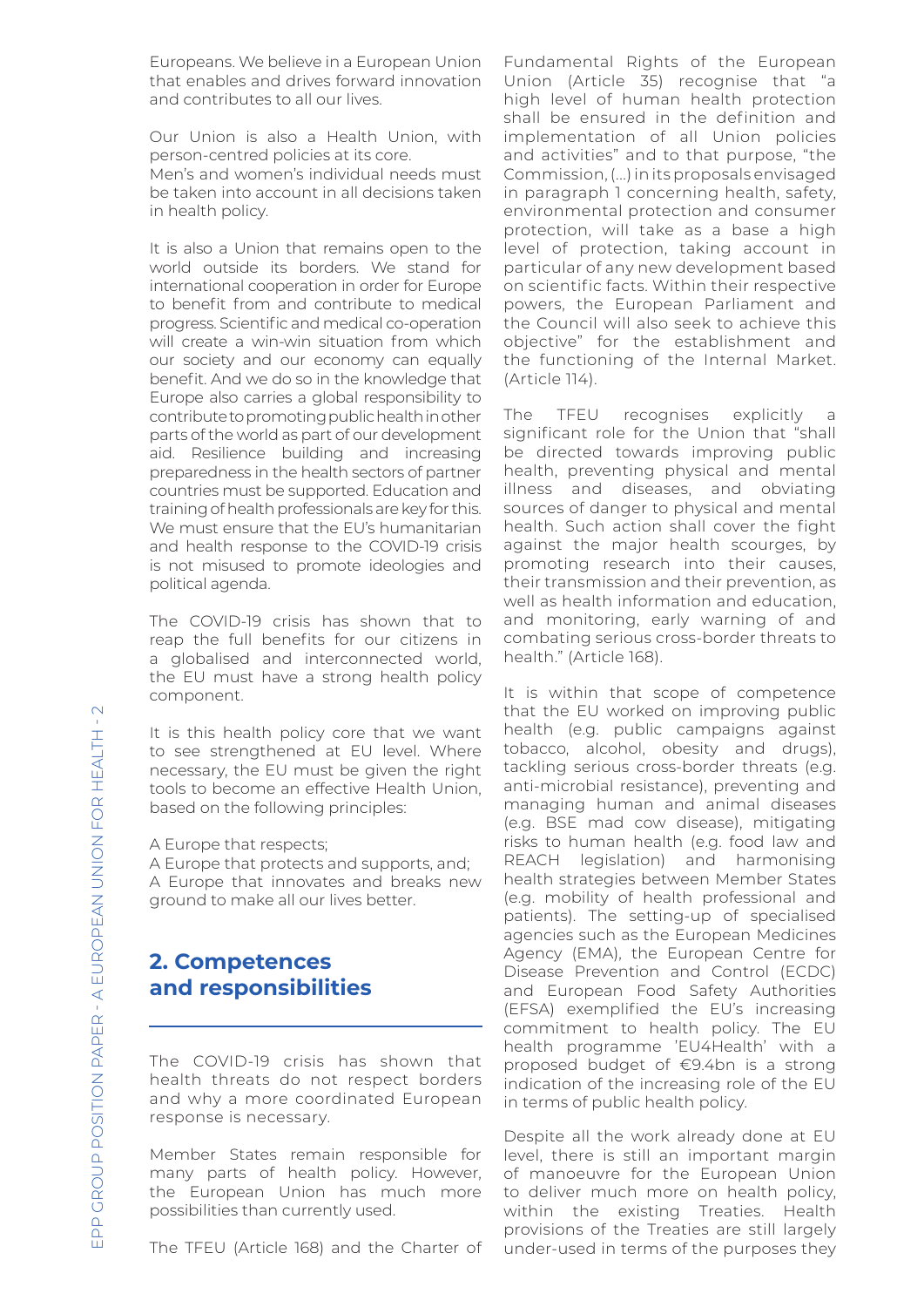Europeans. We believe in a European Union that enables and drives forward innovation and contributes to all our lives.

Our Union is also a Health Union, with person-centred policies at its core.
Men's and women's individual needs must be taken into account in all decisions taken in health policy.

It is also a Union that remains open to the world outside its borders. We stand for international cooperation in order for Europe to benefit from and contribute to medical progress. Scientific and medical co-operation will create a win-win situation from which our society and our economy can equally benefit. And we do so in the knowledge that Europe also carries a global responsibility to contribute to promoting public health in other parts of the world as part of our development aid. Resilience building and increasing preparedness in the health sectors of partner countries must be supported. Education and training of health professionals are key for this. We must ensure that the EU's humanitarian and health response to the COVID-19 crisis is not misused to promote ideologies and political agenda.

The COVID-19 crisis has shown that to reap the full benefits for our citizens in a globalised and interconnected world, the EU must have a strong health policy component.

It is this health policy core that we want to see strengthened at EU level. Where necessary, the EU must be given the right tools to become an effective Health Union, based on the following principles:

A Europe that respects;
A Europe that protects and supports, and;
A Europe that innovates and breaks new ground to make all our lives better.

## 2. Competences and responsibilities

The COVID-19 crisis has shown that health threats do not respect borders and why a more coordinated European response is necessary.

Member States remain responsible for many parts of health policy. However, the European Union has much more possibilities than currently used.

The TFEU (Article 168) and the Charter of Fundamental Rights of the European Union (Article 35) recognise that "a high level of human health protection shall be ensured in the definition and implementation of all Union policies and activities" and to that purpose, "the Commission, (...) in its proposals envisaged in paragraph 1 concerning health, safety, environmental protection and consumer protection, will take as a base a high level of protection, taking account in particular of any new development based on scientific facts. Within their respective powers, the European Parliament and the Council will also seek to achieve this objective" for the establishment and the functioning of the Internal Market. (Article 114).

The TFEU recognises explicitly a significant role for the Union that "shall be directed towards improving public health, preventing physical and mental illness and diseases, and obviating sources of danger to physical and mental health. Such action shall cover the fight against the major health scourges, by promoting research into their causes, their transmission and their prevention, as well as health information and education, and monitoring, early warning of and combating serious cross-border threats to health." (Article 168).

It is within that scope of competence that the EU worked on improving public health (e.g. public campaigns against tobacco, alcohol, obesity and drugs), tackling serious cross-border threats (e.g. anti-microbial resistance), preventing and managing human and animal diseases (e.g. BSE mad cow disease), mitigating risks to human health (e.g. food law and REACH legislation) and harmonising health strategies between Member States (e.g. mobility of health professional and patients). The setting-up of specialised agencies such as the European Medicines Agency (EMA), the European Centre for Disease Prevention and Control (ECDC) and European Food Safety Authorities (EFSA) exemplified the EU's increasing commitment to health policy. The EU health programme 'EU4Health' with a proposed budget of €9.4bn is a strong indication of the increasing role of the EU in terms of public health policy.

Despite all the work already done at EU level, there is still an important margin of manoeuvre for the European Union to deliver much more on health policy, within the existing Treaties. Health provisions of the Treaties are still largely under-used in terms of the purposes they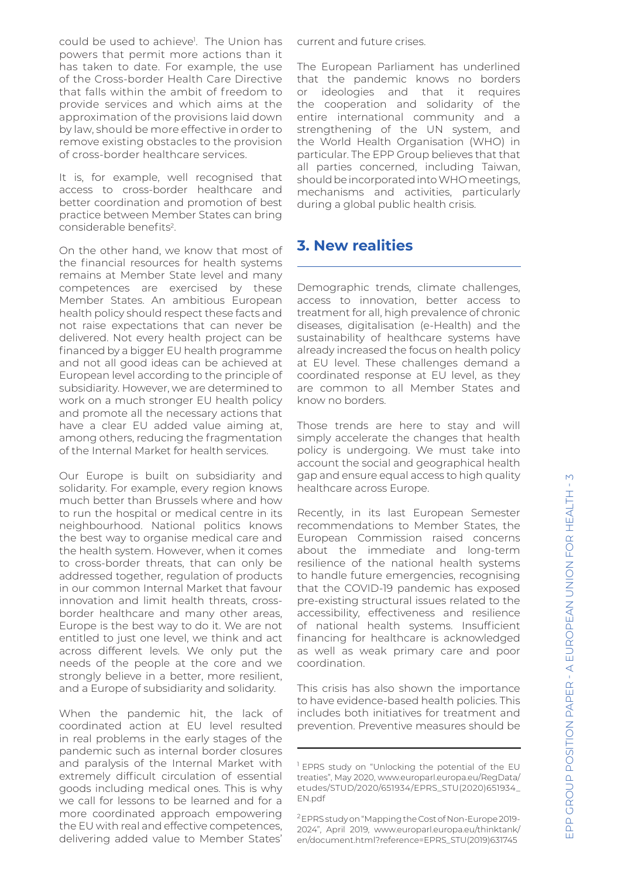could be used to achieve[1]. The Union has powers that permit more actions than it has taken to date. For example, the use of the Cross-border Health Care Directive that falls within the ambit of freedom to provide services and which aims at the approximation of the provisions laid down by law, should be more effective in order to remove existing obstacles to the provision of cross-border healthcare services.

It is, for example, well recognised that access to cross-border healthcare and better coordination and promotion of best practice between Member States can bring considerable benefits[2].

On the other hand, we know that most of the financial resources for health systems remains at Member State level and many competences are exercised by these Member States. An ambitious European health policy should respect these facts and not raise expectations that can never be delivered. Not every health project can be financed by a bigger EU health programme and not all good ideas can be achieved at European level according to the principle of subsidiarity. However, we are determined to work on a much stronger EU health policy and promote all the necessary actions that have a clear EU added value aiming at, among others, reducing the fragmentation of the Internal Market for health services.

Our Europe is built on subsidiarity and solidarity. For example, every region knows much better than Brussels where and how to run the hospital or medical centre in its neighbourhood. National politics knows the best way to organise medical care and the health system. However, when it comes to cross-border threats, that can only be addressed together, regulation of products in our common Internal Market that favour innovation and limit health threats, cross-border healthcare and many other areas, Europe is the best way to do it. We are not entitled to just one level, we think and act across different levels. We only put the needs of the people at the core and we strongly believe in a better, more resilient, and a Europe of subsidiarity and solidarity.

When the pandemic hit, the lack of coordinated action at EU level resulted in real problems in the early stages of the pandemic such as internal border closures and paralysis of the Internal Market with extremely difficult circulation of essential goods including medical ones. This is why we call for lessons to be learned and for a more coordinated approach empowering the EU with real and effective competences, delivering added value to Member States' current and future crises.

The European Parliament has underlined that the pandemic knows no borders or ideologies and that it requires the cooperation and solidarity of the entire international community and a strengthening of the UN system, and the World Health Organisation (WHO) in particular. The EPP Group believes that that all parties concerned, including Taiwan, should be incorporated into WHO meetings, mechanisms and activities, particularly during a global public health crisis.

## 3. New realities

Demographic trends, climate challenges, access to innovation, better access to treatment for all, high prevalence of chronic diseases, digitalisation (e-Health) and the sustainability of healthcare systems have already increased the focus on health policy at EU level. These challenges demand a coordinated response at EU level, as they are common to all Member States and know no borders.

Those trends are here to stay and will simply accelerate the changes that health policy is undergoing. We must take into account the social and geographical health gap and ensure equal access to high quality healthcare across Europe.

Recently, in its last European Semester recommendations to Member States, the European Commission raised concerns about the immediate and long-term resilience of the national health systems to handle future emergencies, recognising that the COVID-19 pandemic has exposed pre-existing structural issues related to the accessibility, effectiveness and resilience of national health systems. Insufficient financing for healthcare is acknowledged as well as weak primary care and poor coordination.

This crisis has also shown the importance to have evidence-based health policies. This includes both initiatives for treatment and prevention. Preventive measures should be

---

[1] EPRS study on "Unlocking the potential of the EU treaties", May 2020, www.europarl.europa.eu/RegData/etudes/STUD/2020/651934/EPRS_STU(2020)651934_EN.pdf

[2] EPRS study on "Mapping the Cost of Non-Europe 2019-2024", April 2019, www.europarl.europa.eu/thinktank/en/document.html?reference=EPRS_STU(2019)631745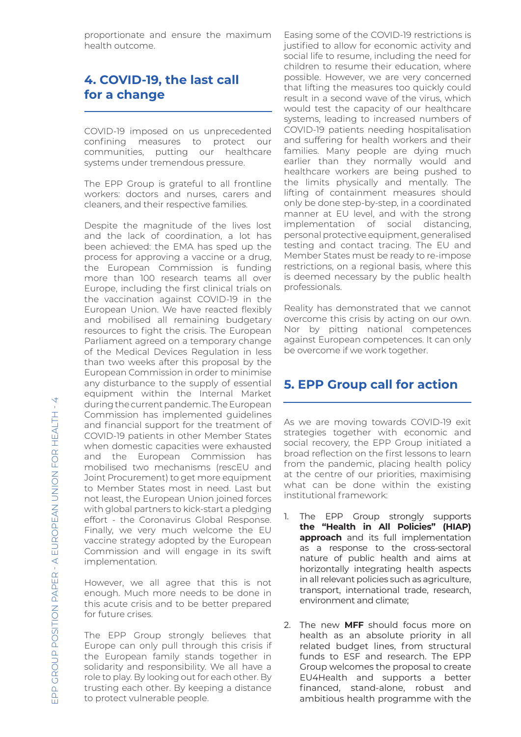proportionate and ensure the maximum health outcome.

## 4. COVID-19, the last call for a change

COVID-19 imposed on us unprecedented confining measures to protect our communities, putting our healthcare systems under tremendous pressure.

The EPP Group is grateful to all frontline workers: doctors and nurses, carers and cleaners, and their respective families.

Despite the magnitude of the lives lost and the lack of coordination, a lot has been achieved: the EMA has sped up the process for approving a vaccine or a drug, the European Commission is funding more than 100 research teams all over Europe, including the first clinical trials on the vaccination against COVID-19 in the European Union. We have reacted flexibly and mobilised all remaining budgetary resources to fight the crisis. The European Parliament agreed on a temporary change of the Medical Devices Regulation in less than two weeks after this proposal by the European Commission in order to minimise any disturbance to the supply of essential equipment within the Internal Market during the current pandemic. The European Commission has implemented guidelines and financial support for the treatment of COVID-19 patients in other Member States when domestic capacities were exhausted and the European Commission has mobilised two mechanisms (rescEU and Joint Procurement) to get more equipment to Member States most in need. Last but not least, the European Union joined forces with global partners to kick-start a pledging effort - the Coronavirus Global Response. Finally, we very much welcome the EU vaccine strategy adopted by the European Commission and will engage in its swift implementation.

However, we all agree that this is not enough. Much more needs to be done in this acute crisis and to be better prepared for future crises.

The EPP Group strongly believes that Europe can only pull through this crisis if the European family stands together in solidarity and responsibility. We all have a role to play. By looking out for each other. By trusting each other. By keeping a distance to protect vulnerable people.

Easing some of the COVID-19 restrictions is justified to allow for economic activity and social life to resume, including the need for children to resume their education, where possible. However, we are very concerned that lifting the measures too quickly could result in a second wave of the virus, which would test the capacity of our healthcare systems, leading to increased numbers of COVID-19 patients needing hospitalisation and suffering for health workers and their families. Many people are dying much earlier than they normally would and healthcare workers are being pushed to the limits physically and mentally. The lifting of containment measures should only be done step-by-step, in a coordinated manner at EU level, and with the strong implementation of social distancing, personal protective equipment, generalised testing and contact tracing. The EU and Member States must be ready to re-impose restrictions, on a regional basis, where this is deemed necessary by the public health professionals.

Reality has demonstrated that we cannot overcome this crisis by acting on our own. Nor by pitting national competences against European competences. It can only be overcome if we work together.

## 5. EPP Group call for action

As we are moving towards COVID-19 exit strategies together with economic and social recovery, the EPP Group initiated a broad reflection on the first lessons to learn from the pandemic, placing health policy at the centre of our priorities, maximising what can be done within the existing institutional framework:

1. The EPP Group strongly supports **the "Health in All Policies" (HIAP) approach** and its full implementation as a response to the cross-sectoral nature of public health and aims at horizontally integrating health aspects in all relevant policies such as agriculture, transport, international trade, research, environment and climate;

2. The new **MFF** should focus more on health as an absolute priority in all related budget lines, from structural funds to ESF and research. The EPP Group welcomes the proposal to create EU4Health and supports a better financed, stand-alone, robust and ambitious health programme with the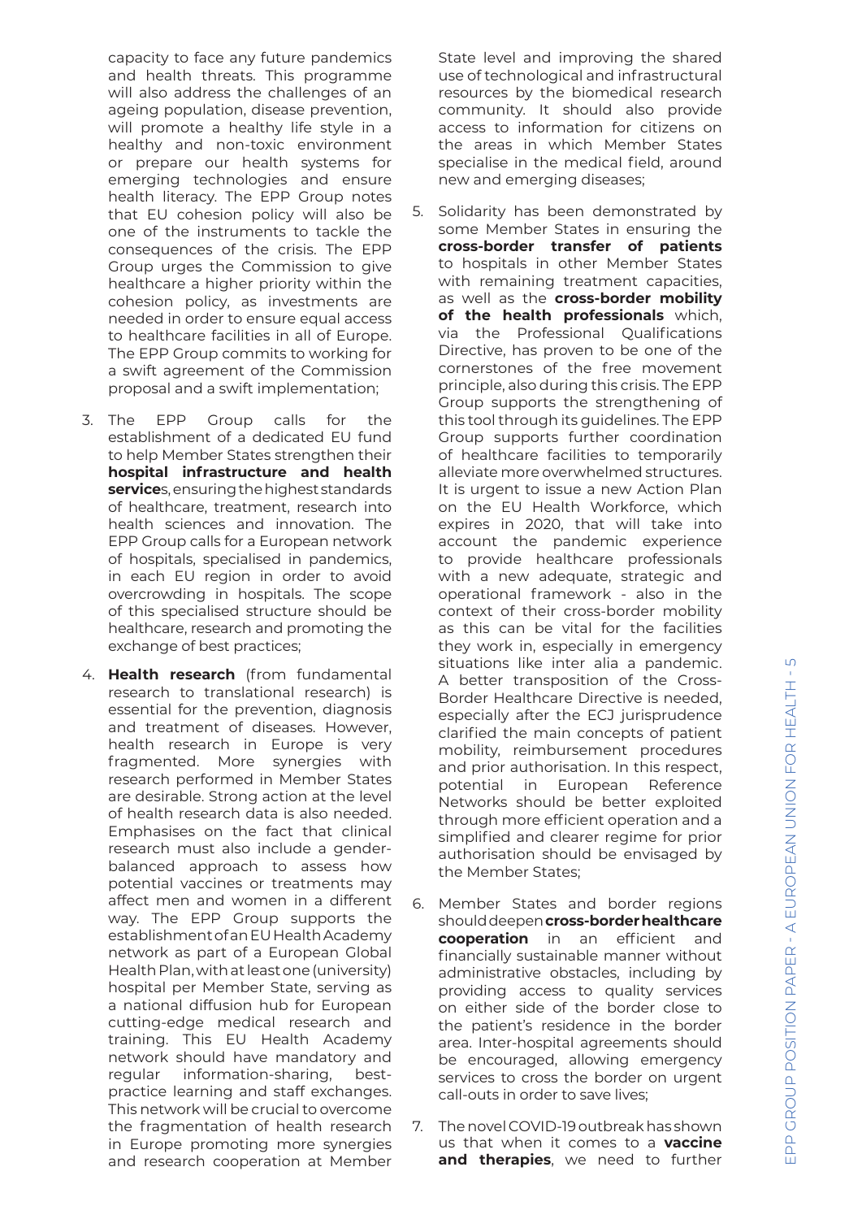capacity to face any future pandemics and health threats. This programme will also address the challenges of an ageing population, disease prevention, will promote a healthy life style in a healthy and non-toxic environment or prepare our health systems for emerging technologies and ensure health literacy. The EPP Group notes that EU cohesion policy will also be one of the instruments to tackle the consequences of the crisis. The EPP Group urges the Commission to give healthcare a higher priority within the cohesion policy, as investments are needed in order to ensure equal access to healthcare facilities in all of Europe. The EPP Group commits to working for a swift agreement of the Commission proposal and a swift implementation;

3. The EPP Group calls for the establishment of a dedicated EU fund to help Member States strengthen their **hospital infrastructure and health service**s, ensuring the highest standards of healthcare, treatment, research into health sciences and innovation. The EPP Group calls for a European network of hospitals, specialised in pandemics, in each EU region in order to avoid overcrowding in hospitals. The scope of this specialised structure should be healthcare, research and promoting the exchange of best practices;

4. **Health research** (from fundamental research to translational research) is essential for the prevention, diagnosis and treatment of diseases. However, health research in Europe is very fragmented. More synergies with research performed in Member States are desirable. Strong action at the level of health research data is also needed. Emphasises on the fact that clinical research must also include a gender-balanced approach to assess how potential vaccines or treatments may affect men and women in a different way. The EPP Group supports the establishment of an EU Health Academy network as part of a European Global Health Plan, with at least one (university) hospital per Member State, serving as a national diffusion hub for European cutting-edge medical research and training. This EU Health Academy network should have mandatory and regular information-sharing, best-practice learning and staff exchanges. This network will be crucial to overcome the fragmentation of health research in Europe promoting more synergies and research cooperation at Member State level and improving the shared use of technological and infrastructural resources by the biomedical research community. It should also provide access to information for citizens on the areas in which Member States specialise in the medical field, around new and emerging diseases;

5. Solidarity has been demonstrated by some Member States in ensuring the **cross-border transfer of patients** to hospitals in other Member States with remaining treatment capacities, as well as the **cross-border mobility of the health professionals** which, via the Professional Qualifications Directive, has proven to be one of the cornerstones of the free movement principle, also during this crisis. The EPP Group supports the strengthening of this tool through its guidelines. The EPP Group supports further coordination of healthcare facilities to temporarily alleviate more overwhelmed structures. It is urgent to issue a new Action Plan on the EU Health Workforce, which expires in 2020, that will take into account the pandemic experience to provide healthcare professionals with a new adequate, strategic and operational framework - also in the context of their cross-border mobility as this can be vital for the facilities they work in, especially in emergency situations like inter alia a pandemic. A better transposition of the Cross-Border Healthcare Directive is needed, especially after the ECJ jurisprudence clarified the main concepts of patient mobility, reimbursement procedures and prior authorisation. In this respect, potential in European Reference Networks should be better exploited through more efficient operation and a simplified and clearer regime for prior authorisation should be envisaged by the Member States;

6. Member States and border regions should deepen **cross-border healthcare cooperation** in an efficient and financially sustainable manner without administrative obstacles, including by providing access to quality services on either side of the border close to the patient's residence in the border area. Inter-hospital agreements should be encouraged, allowing emergency services to cross the border on urgent call-outs in order to save lives;

7. The novel COVID-19 outbreak has shown us that when it comes to a **vaccine and therapies**, we need to further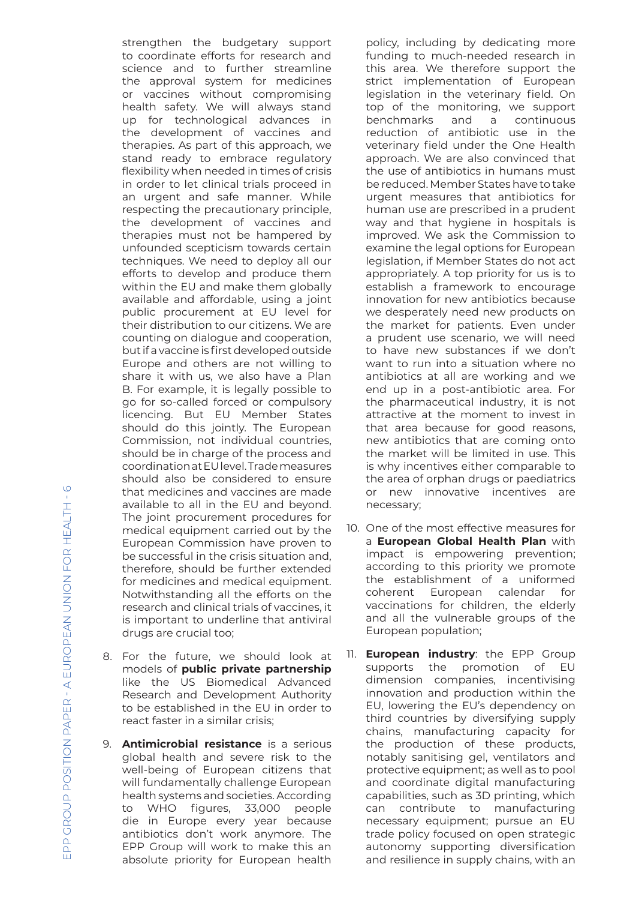strengthen the budgetary support to coordinate efforts for research and science and to further streamline the approval system for medicines or vaccines without compromising health safety. We will always stand up for technological advances in the development of vaccines and therapies. As part of this approach, we stand ready to embrace regulatory flexibility when needed in times of crisis in order to let clinical trials proceed in an urgent and safe manner. While respecting the precautionary principle, the development of vaccines and therapies must not be hampered by unfounded scepticism towards certain techniques. We need to deploy all our efforts to develop and produce them within the EU and make them globally available and affordable, using a joint public procurement at EU level for their distribution to our citizens. We are counting on dialogue and cooperation, but if a vaccine is first developed outside Europe and others are not willing to share it with us, we also have a Plan B. For example, it is legally possible to go for so-called forced or compulsory licencing. But EU Member States should do this jointly. The European Commission, not individual countries, should be in charge of the process and coordination at EU level. Trade measures should also be considered to ensure that medicines and vaccines are made available to all in the EU and beyond. The joint procurement procedures for medical equipment carried out by the European Commission have proven to be successful in the crisis situation and, therefore, should be further extended for medicines and medical equipment. Notwithstanding all the efforts on the research and clinical trials of vaccines, it is important to underline that antiviral drugs are crucial too;

8. For the future, we should look at models of **public private partnership** like the US Biomedical Advanced Research and Development Authority to be established in the EU in order to react faster in a similar crisis;

9. **Antimicrobial resistance** is a serious global health and severe risk to the well-being of European citizens that will fundamentally challenge European health systems and societies. According to WHO figures, 33,000 people die in Europe every year because antibiotics don't work anymore. The EPP Group will work to make this an absolute priority for European health policy, including by dedicating more funding to much-needed research in this area. We therefore support the strict implementation of European legislation in the veterinary field. On top of the monitoring, we support benchmarks and a continuous reduction of antibiotic use in the veterinary field under the One Health approach. We are also convinced that the use of antibiotics in humans must be reduced. Member States have to take urgent measures that antibiotics for human use are prescribed in a prudent way and that hygiene in hospitals is improved. We ask the Commission to examine the legal options for European legislation, if Member States do not act appropriately. A top priority for us is to establish a framework to encourage innovation for new antibiotics because we desperately need new products on the market for patients. Even under a prudent use scenario, we will need to have new substances if we don't want to run into a situation where no antibiotics at all are working and we end up in a post-antibiotic area. For the pharmaceutical industry, it is not attractive at the moment to invest in that area because for good reasons, new antibiotics that are coming onto the market will be limited in use. This is why incentives either comparable to the area of orphan drugs or paediatrics or new innovative incentives are necessary;

10. One of the most effective measures for a **European Global Health Plan** with impact is empowering prevention; according to this priority we promote the establishment of a uniformed coherent European calendar for vaccinations for children, the elderly and all the vulnerable groups of the European population;

11. **European industry**: the EPP Group supports the promotion of EU dimension companies, incentivising innovation and production within the EU, lowering the EU's dependency on third countries by diversifying supply chains, manufacturing capacity for the production of these products, notably sanitising gel, ventilators and protective equipment; as well as to pool and coordinate digital manufacturing capabilities, such as 3D printing, which can contribute to manufacturing necessary equipment; pursue an EU trade policy focused on open strategic autonomy supporting diversification and resilience in supply chains, with an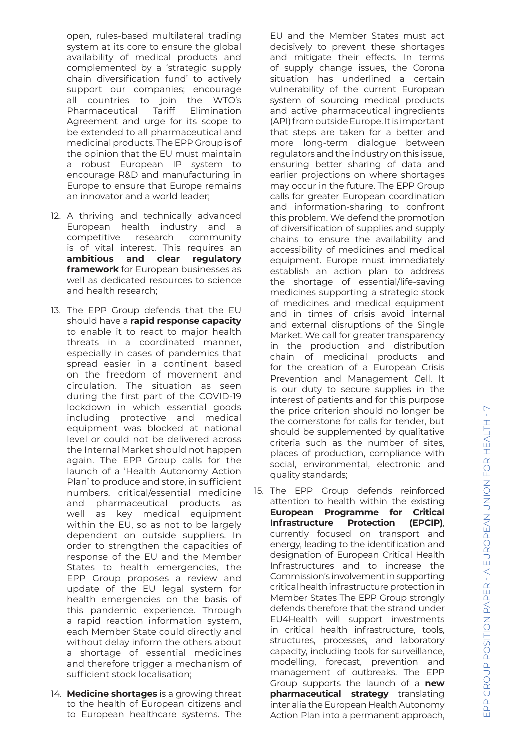open, rules-based multilateral trading system at its core to ensure the global availability of medical products and complemented by a 'strategic supply chain diversification fund' to actively support our companies; encourage all countries to join the WTO's Pharmaceutical Tariff Elimination Agreement and urge for its scope to be extended to all pharmaceutical and medicinal products. The EPP Group is of the opinion that the EU must maintain a robust European IP system to encourage R&D and manufacturing in Europe to ensure that Europe remains an innovator and a world leader;

12. A thriving and technically advanced European health industry and a competitive research community is of vital interest. This requires an **ambitious and clear regulatory framework** for European businesses as well as dedicated resources to science and health research;

13. The EPP Group defends that the EU should have a **rapid response capacity** to enable it to react to major health threats in a coordinated manner, especially in cases of pandemics that spread easier in a continent based on the freedom of movement and circulation. The situation as seen during the first part of the COVID-19 lockdown in which essential goods including protective and medical equipment was blocked at national level or could not be delivered across the Internal Market should not happen again. The EPP Group calls for the launch of a 'Health Autonomy Action Plan' to produce and store, in sufficient numbers, critical/essential medicine and pharmaceutical products as well as key medical equipment within the EU, so as not to be largely dependent on outside suppliers. In order to strengthen the capacities of response of the EU and the Member States to health emergencies, the EPP Group proposes a review and update of the EU legal system for health emergencies on the basis of this pandemic experience. Through a rapid reaction information system, each Member State could directly and without delay inform the others about a shortage of essential medicines and therefore trigger a mechanism of sufficient stock localisation;

14. **Medicine shortages** is a growing threat to the health of European citizens and to European healthcare systems. The EU and the Member States must act decisively to prevent these shortages and mitigate their effects. In terms of supply change issues, the Corona situation has underlined a certain vulnerability of the current European system of sourcing medical products and active pharmaceutical ingredients (API) from outside Europe. It is important that steps are taken for a better and more long-term dialogue between regulators and the industry on this issue, ensuring better sharing of data and earlier projections on where shortages may occur in the future. The EPP Group calls for greater European coordination and information-sharing to confront this problem. We defend the promotion of diversification of supplies and supply chains to ensure the availability and accessibility of medicines and medical equipment. Europe must immediately establish an action plan to address the shortage of essential/life-saving medicines supporting a strategic stock of medicines and medical equipment and in times of crisis avoid internal and external disruptions of the Single Market. We call for greater transparency in the production and distribution chain of medicinal products and for the creation of a European Crisis Prevention and Management Cell. It is our duty to secure supplies in the interest of patients and for this purpose the price criterion should no longer be the cornerstone for calls for tender, but should be supplemented by qualitative criteria such as the number of sites, places of production, compliance with social, environmental, electronic and quality standards;

15. The EPP Group defends reinforced attention to health within the existing **European Programme for Critical Infrastructure Protection (EPCIP)**, currently focused on transport and energy, leading to the identification and designation of European Critical Health Infrastructures and to increase the Commission's involvement in supporting critical health infrastructure protection in Member States The EPP Group strongly defends therefore that the strand under EU4Health will support investments in critical health infrastructure, tools, structures, processes, and laboratory capacity, including tools for surveillance, modelling, forecast, prevention and management of outbreaks. The EPP Group supports the launch of a **new pharmaceutical strategy** translating inter alia the European Health Autonomy Action Plan into a permanent approach,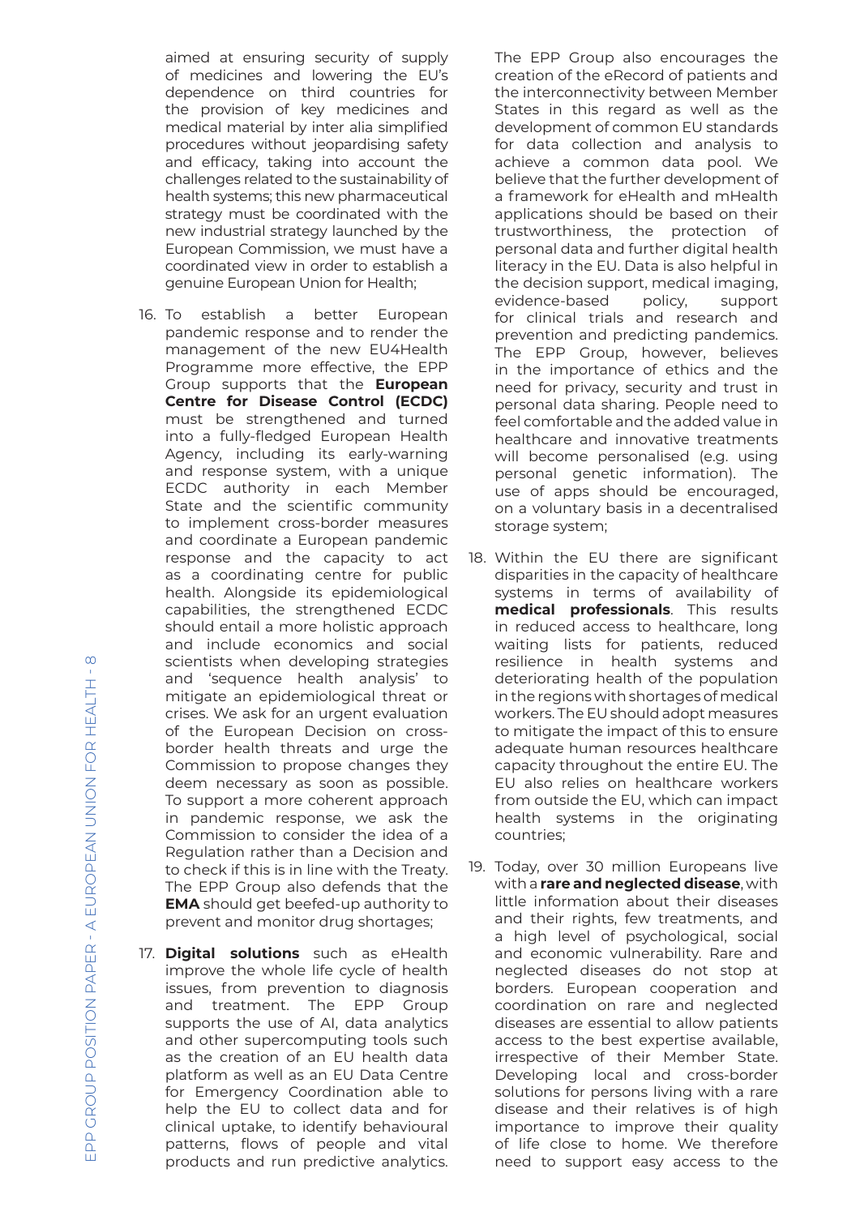aimed at ensuring security of supply of medicines and lowering the EU's dependence on third countries for the provision of key medicines and medical material by inter alia simplified procedures without jeopardising safety and efficacy, taking into account the challenges related to the sustainability of health systems; this new pharmaceutical strategy must be coordinated with the new industrial strategy launched by the European Commission, we must have a coordinated view in order to establish a genuine European Union for Health;

16. To establish a better European pandemic response and to render the management of the new EU4Health Programme more effective, the EPP Group supports that the **European Centre for Disease Control (ECDC)** must be strengthened and turned into a fully-fledged European Health Agency, including its early-warning and response system, with a unique ECDC authority in each Member State and the scientific community to implement cross-border measures and coordinate a European pandemic response and the capacity to act as a coordinating centre for public health. Alongside its epidemiological capabilities, the strengthened ECDC should entail a more holistic approach and include economics and social scientists when developing strategies and 'sequence health analysis' to mitigate an epidemiological threat or crises. We ask for an urgent evaluation of the European Decision on cross-border health threats and urge the Commission to propose changes they deem necessary as soon as possible. To support a more coherent approach in pandemic response, we ask the Commission to consider the idea of a Regulation rather than a Decision and to check if this is in line with the Treaty. The EPP Group also defends that the **EMA** should get beefed-up authority to prevent and monitor drug shortages;

17. **Digital solutions** such as eHealth improve the whole life cycle of health issues, from prevention to diagnosis and treatment. The EPP Group supports the use of AI, data analytics and other supercomputing tools such as the creation of an EU health data platform as well as an EU Data Centre for Emergency Coordination able to help the EU to collect data and for clinical uptake, to identify behavioural patterns, flows of people and vital products and run predictive analytics. The EPP Group also encourages the creation of the eRecord of patients and the interconnectivity between Member States in this regard as well as the development of common EU standards for data collection and analysis to achieve a common data pool. We believe that the further development of a framework for eHealth and mHealth applications should be based on their trustworthiness, the protection of personal data and further digital health literacy in the EU. Data is also helpful in the decision support, medical imaging, evidence-based policy, support for clinical trials and research and prevention and predicting pandemics. The EPP Group, however, believes in the importance of ethics and the need for privacy, security and trust in personal data sharing. People need to feel comfortable and the added value in healthcare and innovative treatments will become personalised (e.g. using personal genetic information). The use of apps should be encouraged, on a voluntary basis in a decentralised storage system;

18. Within the EU there are significant disparities in the capacity of healthcare systems in terms of availability of **medical professionals**. This results in reduced access to healthcare, long waiting lists for patients, reduced resilience in health systems and deteriorating health of the population in the regions with shortages of medical workers. The EU should adopt measures to mitigate the impact of this to ensure adequate human resources healthcare capacity throughout the entire EU. The EU also relies on healthcare workers from outside the EU, which can impact health systems in the originating countries;

19. Today, over 30 million Europeans live with a **rare and neglected disease**, with little information about their diseases and their rights, few treatments, and a high level of psychological, social and economic vulnerability. Rare and neglected diseases do not stop at borders. European cooperation and coordination on rare and neglected diseases are essential to allow patients access to the best expertise available, irrespective of their Member State. Developing local and cross-border solutions for persons living with a rare disease and their relatives is of high importance to improve their quality of life close to home. We therefore need to support easy access to the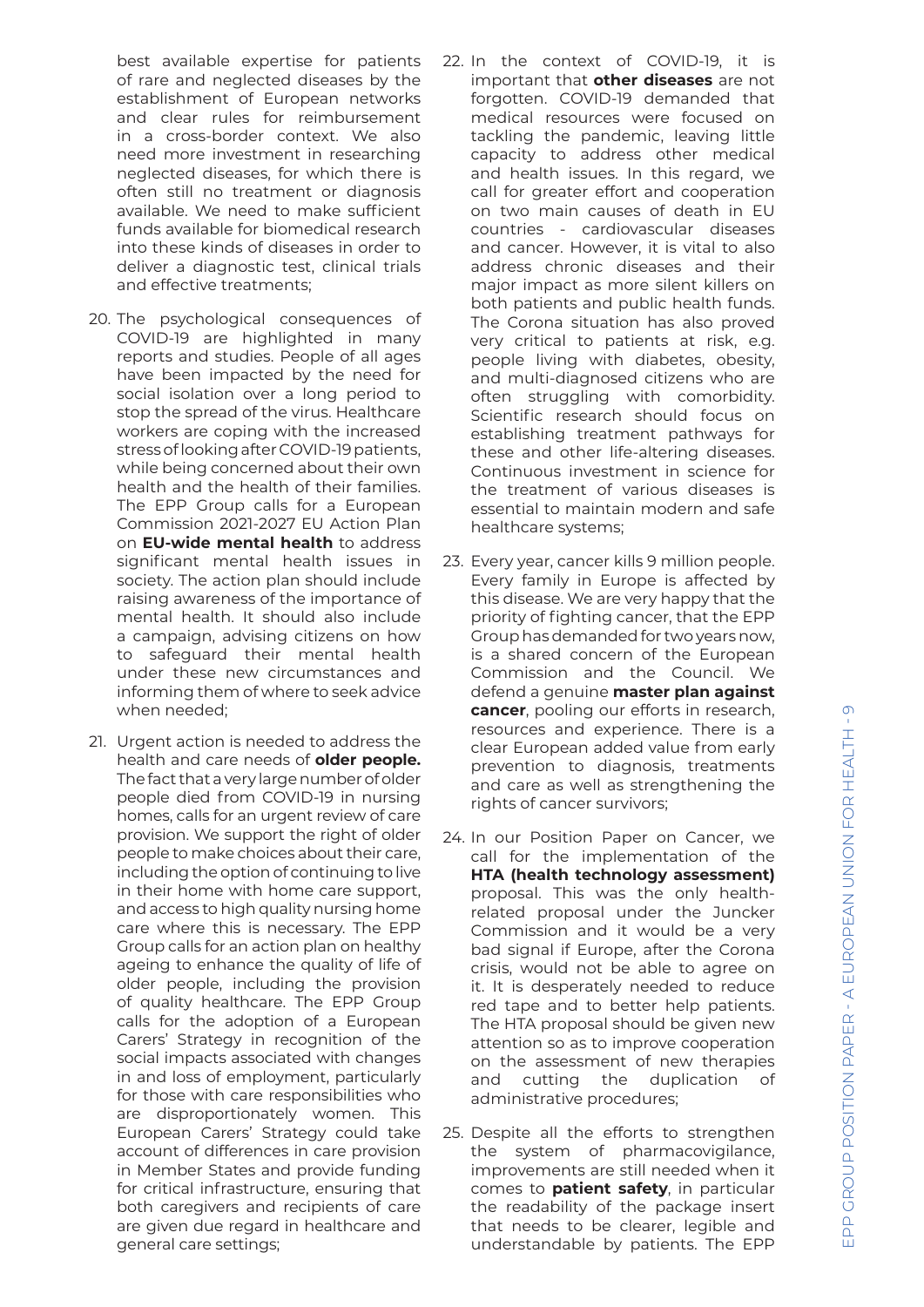best available expertise for patients of rare and neglected diseases by the establishment of European networks and clear rules for reimbursement in a cross-border context. We also need more investment in researching neglected diseases, for which there is often still no treatment or diagnosis available. We need to make sufficient funds available for biomedical research into these kinds of diseases in order to deliver a diagnostic test, clinical trials and effective treatments;

20. The psychological consequences of COVID-19 are highlighted in many reports and studies. People of all ages have been impacted by the need for social isolation over a long period to stop the spread of the virus. Healthcare workers are coping with the increased stress of looking after COVID-19 patients, while being concerned about their own health and the health of their families. The EPP Group calls for a European Commission 2021-2027 EU Action Plan on **EU-wide mental health** to address significant mental health issues in society. The action plan should include raising awareness of the importance of mental health. It should also include a campaign, advising citizens on how to safeguard their mental health under these new circumstances and informing them of where to seek advice when needed;

21. Urgent action is needed to address the health and care needs of **older people.** The fact that a very large number of older people died from COVID-19 in nursing homes, calls for an urgent review of care provision. We support the right of older people to make choices about their care, including the option of continuing to live in their home with home care support, and access to high quality nursing home care where this is necessary. The EPP Group calls for an action plan on healthy ageing to enhance the quality of life of older people, including the provision of quality healthcare. The EPP Group calls for the adoption of a European Carers' Strategy in recognition of the social impacts associated with changes in and loss of employment, particularly for those with care responsibilities who are disproportionately women. This European Carers' Strategy could take account of differences in care provision in Member States and provide funding for critical infrastructure, ensuring that both caregivers and recipients of care are given due regard in healthcare and general care settings;

22. In the context of COVID-19, it is important that **other diseases** are not forgotten. COVID-19 demanded that medical resources were focused on tackling the pandemic, leaving little capacity to address other medical and health issues. In this regard, we call for greater effort and cooperation on two main causes of death in EU countries - cardiovascular diseases and cancer. However, it is vital to also address chronic diseases and their major impact as more silent killers on both patients and public health funds. The Corona situation has also proved very critical to patients at risk, e.g. people living with diabetes, obesity, and multi-diagnosed citizens who are often struggling with comorbidity. Scientific research should focus on establishing treatment pathways for these and other life-altering diseases. Continuous investment in science for the treatment of various diseases is essential to maintain modern and safe healthcare systems;

23. Every year, cancer kills 9 million people. Every family in Europe is affected by this disease. We are very happy that the priority of fighting cancer, that the EPP Group has demanded for two years now, is a shared concern of the European Commission and the Council. We defend a genuine **master plan against cancer**, pooling our efforts in research, resources and experience. There is a clear European added value from early prevention to diagnosis, treatments and care as well as strengthening the rights of cancer survivors;

24. In our Position Paper on Cancer, we call for the implementation of the **HTA (health technology assessment)** proposal. This was the only health-related proposal under the Juncker Commission and it would be a very bad signal if Europe, after the Corona crisis, would not be able to agree on it. It is desperately needed to reduce red tape and to better help patients. The HTA proposal should be given new attention so as to improve cooperation on the assessment of new therapies and cutting the duplication of administrative procedures;

25. Despite all the efforts to strengthen the system of pharmacovigilance, improvements are still needed when it comes to **patient safety**, in particular the readability of the package insert that needs to be clearer, legible and understandable by patients. The EPP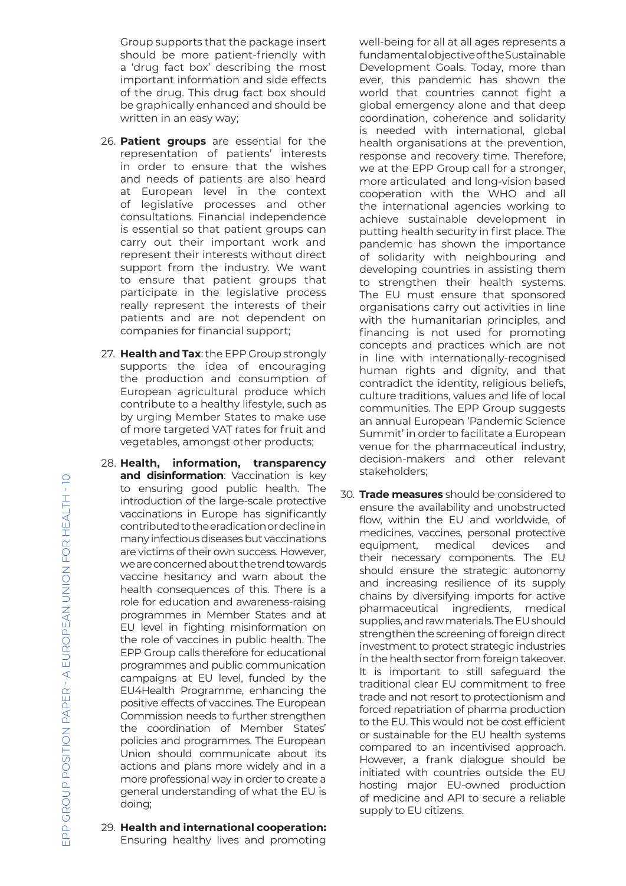Group supports that the package insert should be more patient-friendly with a 'drug fact box' describing the most important information and side effects of the drug. This drug fact box should be graphically enhanced and should be written in an easy way;

26. **Patient groups** are essential for the representation of patients' interests in order to ensure that the wishes and needs of patients are also heard at European level in the context of legislative processes and other consultations. Financial independence is essential so that patient groups can carry out their important work and represent their interests without direct support from the industry. We want to ensure that patient groups that participate in the legislative process really represent the interests of their patients and are not dependent on companies for financial support;

27. **Health and Tax**: the EPP Group strongly supports the idea of encouraging the production and consumption of European agricultural produce which contribute to a healthy lifestyle, such as by urging Member States to make use of more targeted VAT rates for fruit and vegetables, amongst other products;

28. **Health, information, transparency and disinformation**: Vaccination is key to ensuring good public health. The introduction of the large-scale protective vaccinations in Europe has significantly contributed to the eradication or decline in many infectious diseases but vaccinations are victims of their own success. However, we are concerned about the trend towards vaccine hesitancy and warn about the health consequences of this. There is a role for education and awareness-raising programmes in Member States and at EU level in fighting misinformation on the role of vaccines in public health. The EPP Group calls therefore for educational programmes and public communication campaigns at EU level, funded by the EU4Health Programme, enhancing the positive effects of vaccines. The European Commission needs to further strengthen the coordination of Member States' policies and programmes. The European Union should communicate about its actions and plans more widely and in a more professional way in order to create a general understanding of what the EU is doing;

29. **Health and international cooperation:** Ensuring healthy lives and promoting well-being for all at all ages represents a fundamental objective of the Sustainable Development Goals. Today, more than ever, this pandemic has shown the world that countries cannot fight a global emergency alone and that deep coordination, coherence and solidarity is needed with international, global health organisations at the prevention, response and recovery time. Therefore, we at the EPP Group call for a stronger, more articulated and long-vision based cooperation with the WHO and all the international agencies working to achieve sustainable development in putting health security in first place. The pandemic has shown the importance of solidarity with neighbouring and developing countries in assisting them to strengthen their health systems. The EU must ensure that sponsored organisations carry out activities in line with the humanitarian principles, and financing is not used for promoting concepts and practices which are not in line with internationally-recognised human rights and dignity, and that contradict the identity, religious beliefs, culture traditions, values and life of local communities. The EPP Group suggests an annual European 'Pandemic Science Summit' in order to facilitate a European venue for the pharmaceutical industry, decision-makers and other relevant stakeholders;

30. **Trade measures** should be considered to ensure the availability and unobstructed flow, within the EU and worldwide, of medicines, vaccines, personal protective equipment, medical devices and their necessary components. The EU should ensure the strategic autonomy and increasing resilience of its supply chains by diversifying imports for active pharmaceutical ingredients, medical supplies, and raw materials. The EU should strengthen the screening of foreign direct investment to protect strategic industries in the health sector from foreign takeover. It is important to still safeguard the traditional clear EU commitment to free trade and not resort to protectionism and forced repatriation of pharma production to the EU. This would not be cost efficient or sustainable for the EU health systems compared to an incentivised approach. However, a frank dialogue should be initiated with countries outside the EU hosting major EU-owned production of medicine and API to secure a reliable supply to EU citizens.